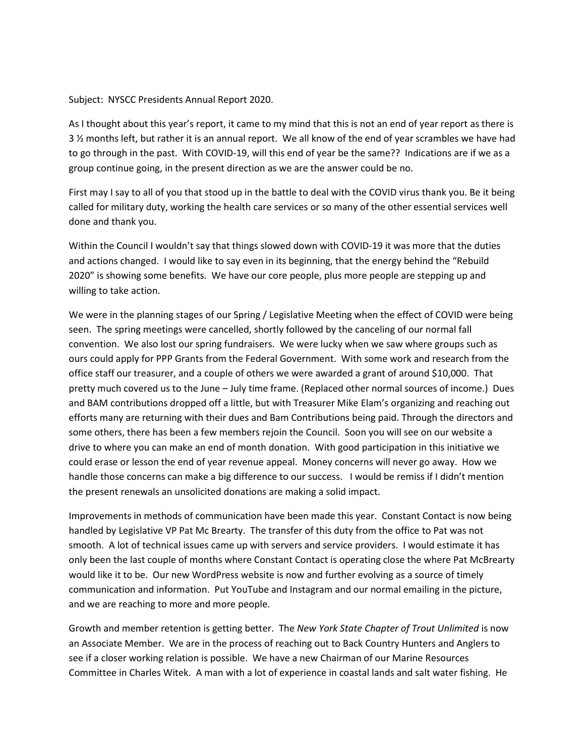Subject: NYSCC Presidents Annual Report 2020.

As I thought about this year's report, it came to my mind that this is not an end of year report as there is 3 ½ months left, but rather it is an annual report. We all know of the end of year scrambles we have had to go through in the past. With COVID-19, will this end of year be the same?? Indications are if we as a group continue going, in the present direction as we are the answer could be no.

First may I say to all of you that stood up in the battle to deal with the COVID virus thank you. Be it being called for military duty, working the health care services or so many of the other essential services well done and thank you.

Within the Council I wouldn't say that things slowed down with COVID-19 it was more that the duties and actions changed. I would like to say even in its beginning, that the energy behind the "Rebuild 2020" is showing some benefits. We have our core people, plus more people are stepping up and willing to take action.

We were in the planning stages of our Spring / Legislative Meeting when the effect of COVID were being seen. The spring meetings were cancelled, shortly followed by the canceling of our normal fall convention. We also lost our spring fundraisers. We were lucky when we saw where groups such as ours could apply for PPP Grants from the Federal Government. With some work and research from the office staff our treasurer, and a couple of others we were awarded a grant of around $10,000. That pretty much covered us to the June – July time frame. (Replaced other normal sources of income.) Dues and BAM contributions dropped off a little, but with Treasurer Mike Elam's organizing and reaching out efforts many are returning with their dues and Bam Contributions being paid. Through the directors and some others, there has been a few members rejoin the Council. Soon you will see on our website a drive to where you can make an end of month donation. With good participation in this initiative we could erase or lesson the end of year revenue appeal. Money concerns will never go away. How we handle those concerns can make a big difference to our success. I would be remiss if I didn't mention the present renewals an unsolicited donations are making a solid impact.

Improvements in methods of communication have been made this year. Constant Contact is now being handled by Legislative VP Pat Mc Brearty. The transfer of this duty from the office to Pat was not smooth. A lot of technical issues came up with servers and service providers. I would estimate it has only been the last couple of months where Constant Contact is operating close the where Pat McBrearty would like it to be. Our new WordPress website is now and further evolving as a source of timely communication and information. Put YouTube and Instagram and our normal emailing in the picture, and we are reaching to more and more people.

Growth and member retention is getting better. The *New York State Chapter of Trout Unlimited* is now an Associate Member. We are in the process of reaching out to Back Country Hunters and Anglers to see if a closer working relation is possible. We have a new Chairman of our Marine Resources Committee in Charles Witek. A man with a lot of experience in coastal lands and salt water fishing. He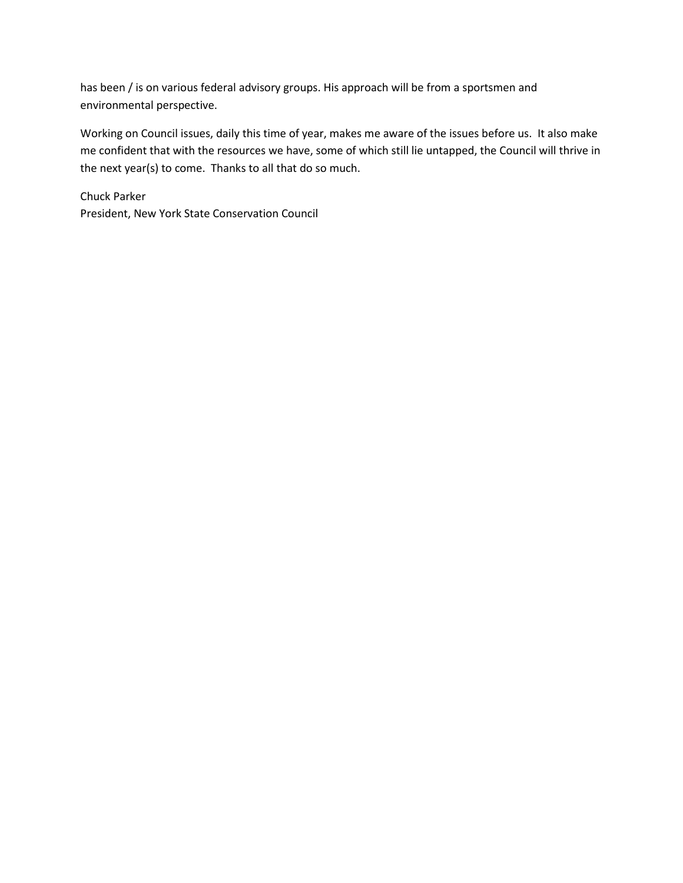has been / is on various federal advisory groups. His approach will be from a sportsmen and environmental perspective.

Working on Council issues, daily this time of year, makes me aware of the issues before us. It also make me confident that with the resources we have, some of which still lie untapped, the Council will thrive in the next year(s) to come. Thanks to all that do so much.

Chuck Parker
President, New York State Conservation Council